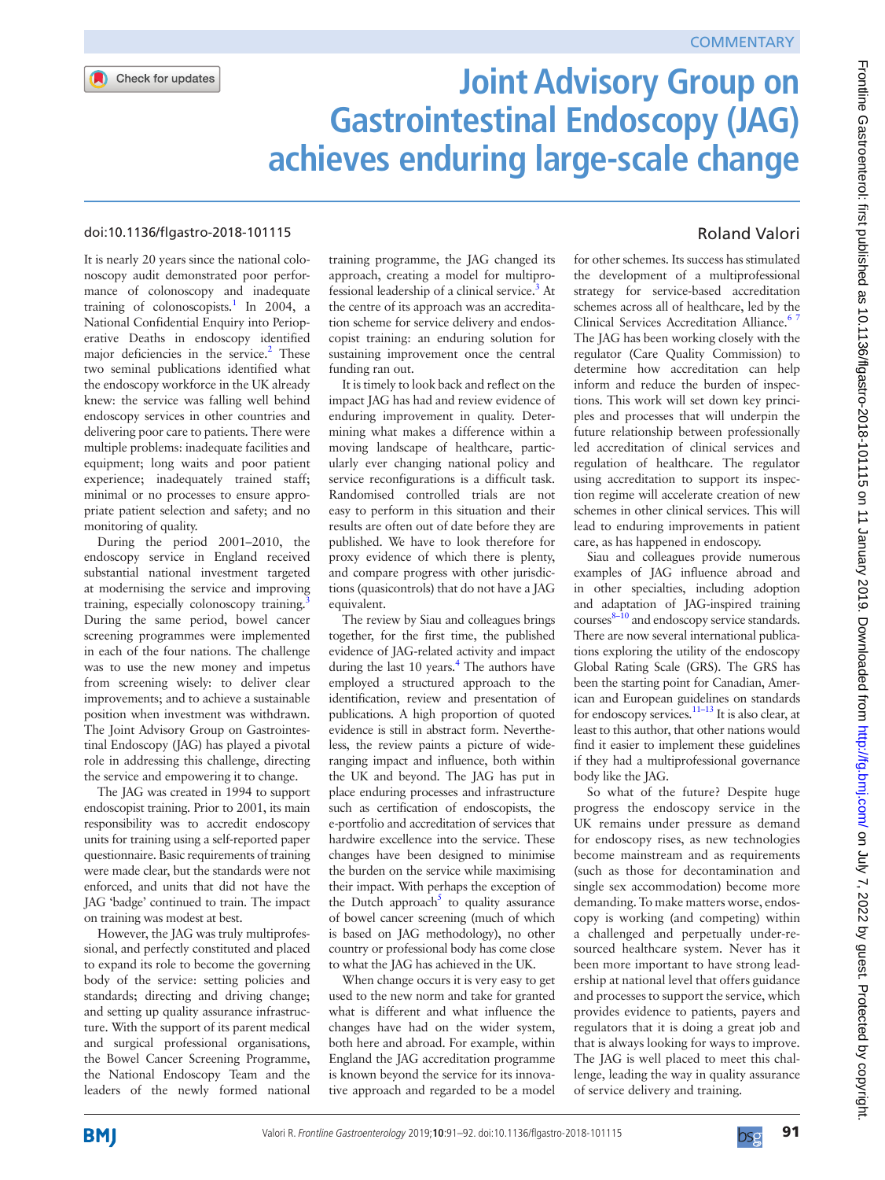COMMENTARY

# Joint Advisory Group on Gastrointestinal Endoscopy (JAG) achieves enduring large-scale change

doi:10.1136/flgastro-2018-101115

Roland Valori

It is nearly 20 years since the national colonoscopy audit demonstrated poor performance of colonoscopy and inadequate training of colonoscopists.[1] In 2004, a National Confidential Enquiry into Perioperative Deaths in endoscopy identified major deficiencies in the service.[2] These two seminal publications identified what the endoscopy workforce in the UK already knew: the service was falling well behind endoscopy services in other countries and delivering poor care to patients. There were multiple problems: inadequate facilities and equipment; long waits and poor patient experience; inadequately trained staff; minimal or no processes to ensure appropriate patient selection and safety; and no monitoring of quality.

During the period 2001–2010, the endoscopy service in England received substantial national investment targeted at modernising the service and improving training, especially colonoscopy training.[3] During the same period, bowel cancer screening programmes were implemented in each of the four nations. The challenge was to use the new money and impetus from screening wisely: to deliver clear improvements; and to achieve a sustainable position when investment was withdrawn. The Joint Advisory Group on Gastrointestinal Endoscopy (JAG) has played a pivotal role in addressing this challenge, directing the service and empowering it to change.

The JAG was created in 1994 to support endoscopist training. Prior to 2001, its main responsibility was to accredit endoscopy units for training using a self-reported paper questionnaire. Basic requirements of training were made clear, but the standards were not enforced, and units that did not have the JAG 'badge' continued to train. The impact on training was modest at best.

However, the JAG was truly multiprofessional, and perfectly constituted and placed to expand its role to become the governing body of the service: setting policies and standards; directing and driving change; and setting up quality assurance infrastructure. With the support of its parent medical and surgical professional organisations, the Bowel Cancer Screening Programme, the National Endoscopy Team and the leaders of the newly formed national training programme, the JAG changed its approach, creating a model for multiprofessional leadership of a clinical service.[3] At the centre of its approach was an accreditation scheme for service delivery and endoscopist training: an enduring solution for sustaining improvement once the central funding ran out.

It is timely to look back and reflect on the impact JAG has had and review evidence of enduring improvement in quality. Determining what makes a difference within a moving landscape of healthcare, particularly ever changing national policy and service reconfigurations is a difficult task. Randomised controlled trials are not easy to perform in this situation and their results are often out of date before they are published. We have to look therefore for proxy evidence of which there is plenty, and compare progress with other jurisdictions (quasicontrols) that do not have a JAG equivalent.

The review by Siau and colleagues brings together, for the first time, the published evidence of JAG-related activity and impact during the last 10 years.[4] The authors have employed a structured approach to the identification, review and presentation of publications. A high proportion of quoted evidence is still in abstract form. Nevertheless, the review paints a picture of wide-ranging impact and influence, both within the UK and beyond. The JAG has put in place enduring processes and infrastructure such as certification of endoscopists, the e-portfolio and accreditation of services that hardwire excellence into the service. These changes have been designed to minimise the burden on the service while maximising their impact. With perhaps the exception of the Dutch approach[5] to quality assurance of bowel cancer screening (much of which is based on JAG methodology), no other country or professional body has come close to what the JAG has achieved in the UK.

When change occurs it is very easy to get used to the new norm and take for granted what is different and what influence the changes have had on the wider system, both here and abroad. For example, within England the JAG accreditation programme is known beyond the service for its innovative approach and regarded to be a model for other schemes. Its success has stimulated the development of a multiprofessional strategy for service-based accreditation schemes across all of healthcare, led by the Clinical Services Accreditation Alliance.[6 7] The JAG has been working closely with the regulator (Care Quality Commission) to determine how accreditation can help inform and reduce the burden of inspections. This work will set down key principles and processes that will underpin the future relationship between professionally led accreditation of clinical services and regulation of healthcare. The regulator using accreditation to support its inspection regime will accelerate creation of new schemes in other clinical services. This will lead to enduring improvements in patient care, as has happened in endoscopy.

Siau and colleagues provide numerous examples of JAG influence abroad and in other specialties, including adoption and adaptation of JAG-inspired training courses[8–10] and endoscopy service standards. There are now several international publications exploring the utility of the endoscopy Global Rating Scale (GRS). The GRS has been the starting point for Canadian, American and European guidelines on standards for endoscopy services.[11–13] It is also clear, at least to this author, that other nations would find it easier to implement these guidelines if they had a multiprofessional governance body like the JAG.

So what of the future? Despite huge progress the endoscopy service in the UK remains under pressure as demand for endoscopy rises, as new technologies become mainstream and as requirements (such as those for decontamination and single sex accommodation) become more demanding. To make matters worse, endoscopy is working (and competing) within a challenged and perpetually under-resourced healthcare system. Never has it been more important to have strong leadership at national level that offers guidance and processes to support the service, which provides evidence to patients, payers and regulators that it is doing a great job and that is always looking for ways to improve. The JAG is well placed to meet this challenge, leading the way in quality assurance of service delivery and training.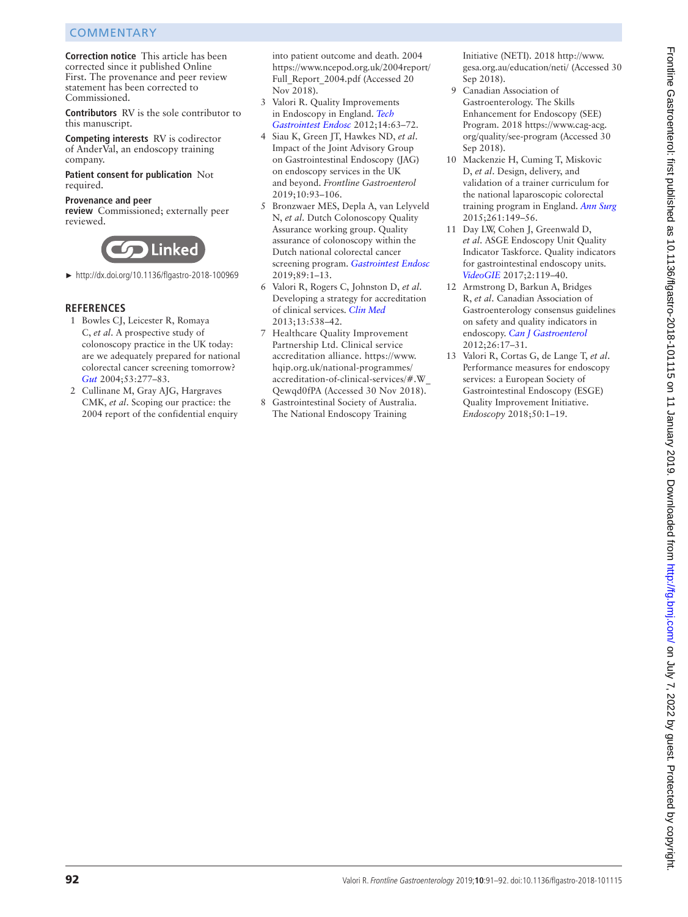**Correction notice** This article has been corrected since it published Online First. The provenance and peer review statement has been corrected to Commissioned.

**Contributors** RV is the sole contributor to this manuscript.

**Competing interests** RV is codirector of AnderVal, an endoscopy training company.

**Patient consent for publication** Not required.

**Provenance and peer review** Commissioned; externally peer reviewed.

Linked

► http://dx.doi.org/10.1136/flgastro-2018-100969

## REFERENCES

1. Bowles CJ, Leicester R, Romaya C, *et al*. A prospective study of colonoscopy practice in the UK today: are we adequately prepared for national colorectal cancer screening tomorrow? *Gut* 2004;53:277–83.
2. Cullinane M, Gray AJG, Hargraves CMK, *et al*. Scoping our practice: the 2004 report of the confidential enquiry into patient outcome and death. 2004 https://www.ncepod.org.uk/2004report/Full_Report_2004.pdf (Accessed 20 Nov 2018).
3. Valori R. Quality Improvements in Endoscopy in England. *Tech Gastrointest Endosc* 2012;14:63–72.
4. Siau K, Green JT, Hawkes ND, *et al*. Impact of the Joint Advisory Group on Gastrointestinal Endoscopy (JAG) on endoscopy services in the UK and beyond. *Frontline Gastroenterol* 2019;10:93–106.
5. Bronzwaer MES, Depla A, van Lelyveld N, *et al*. Dutch Colonoscopy Quality Assurance working group. Quality assurance of colonoscopy within the Dutch national colorectal cancer screening program. *Gastrointest Endosc* 2019;89:1–13.
6. Valori R, Rogers C, Johnston D, *et al*. Developing a strategy for accreditation of clinical services. *Clin Med* 2013;13:538–42.
7. Healthcare Quality Improvement Partnership Ltd. Clinical service accreditation alliance. https://www.hqip.org.uk/national-programmes/accreditation-of-clinical-services/#.W_Qewqd0fPA (Accessed 30 Nov 2018).
8. Gastrointestinal Society of Australia. The National Endoscopy Training Initiative (NETI). 2018 http://www.gesa.org.au/education/neti/ (Accessed 30 Sep 2018).
9. Canadian Association of Gastroenterology. The Skills Enhancement for Endoscopy (SEE) Program. 2018 https://www.cag-acg.org/quality/see-program (Accessed 30 Sep 2018).
10. Mackenzie H, Cuming T, Miskovic D, *et al*. Design, delivery, and validation of a trainer curriculum for the national laparoscopic colorectal training program in England. *Ann Surg* 2015;261:149–56.
11. Day LW, Cohen J, Greenwald D, *et al*. ASGE Endoscopy Unit Quality Indicator Taskforce. Quality indicators for gastrointestinal endoscopy units. *VideoGIE* 2017;2:119–40.
12. Armstrong D, Barkun A, Bridges R, *et al*. Canadian Association of Gastroenterology consensus guidelines on safety and quality indicators in endoscopy. *Can J Gastroenterol* 2012;26:17–31.
13. Valori R, Cortas G, de Lange T, *et al*. Performance measures for endoscopy services: a European Society of Gastrointestinal Endoscopy (ESGE) Quality Improvement Initiative. *Endoscopy* 2018;50:1–19.